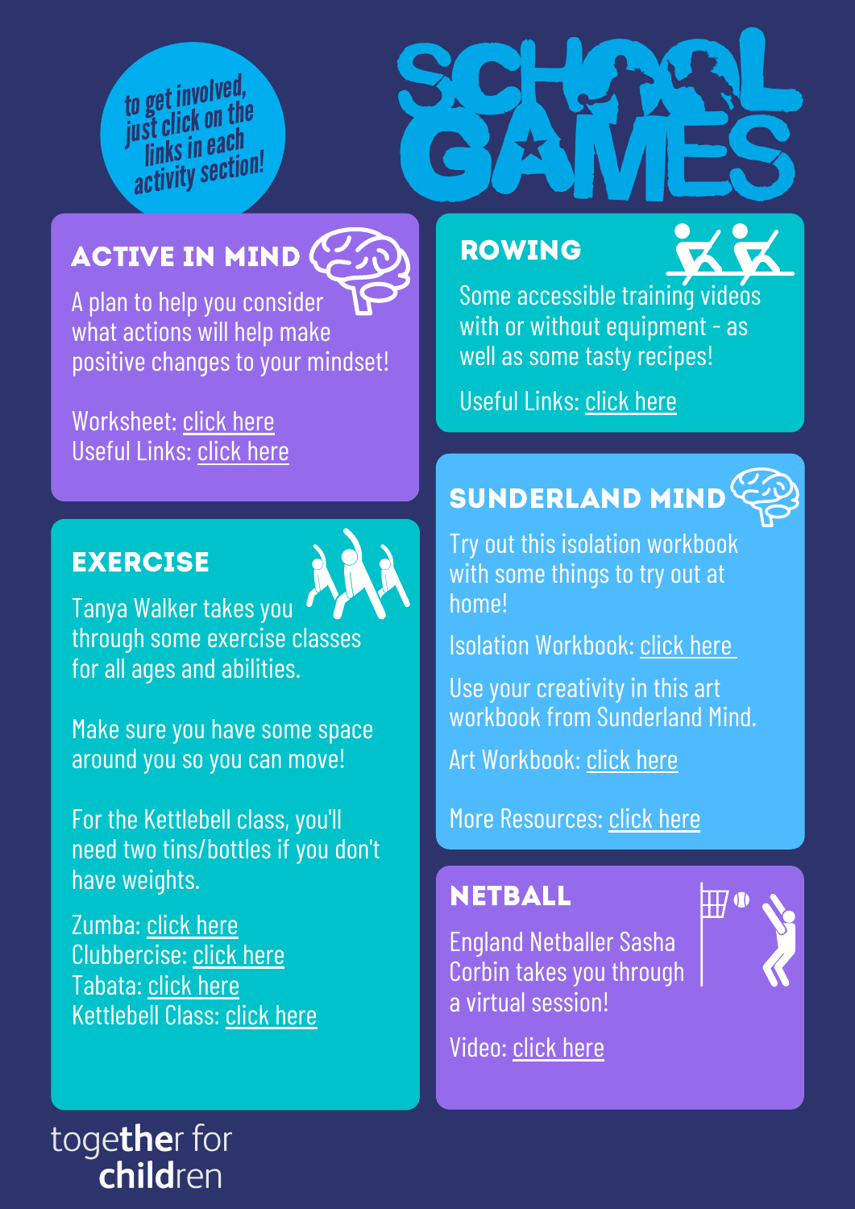# SCHOOL GAMES

to get involved, just click on the links in each activity section!

## ACTIVE IN MIND

A plan to help you consider what actions will help make positive changes to your mindset!

Worksheet: click here
Useful Links: click here

## EXERCISE

Tanya Walker takes you through some exercise classes for all ages and abilities.

Make sure you have some space around you so you can move!

For the Kettlebell class, you'll need two tins/bottles if you don't have weights.

Zumba: click here
Clubbercise: click here
Tabata: click here
Kettlebell Class: click here

## ROWING

Some accessible training videos with or without equipment - as well as some tasty recipes!

Useful Links: click here

## SUNDERLAND MIND

Try out this isolation workbook with some things to try out at home!

Isolation Workbook: click here

Use your creativity in this art workbook from Sunderland Mind.

Art Workbook: click here

More Resources: click here

## NETBALL

England Netballer Sasha Corbin takes you through a virtual session!

Video: click here

together for children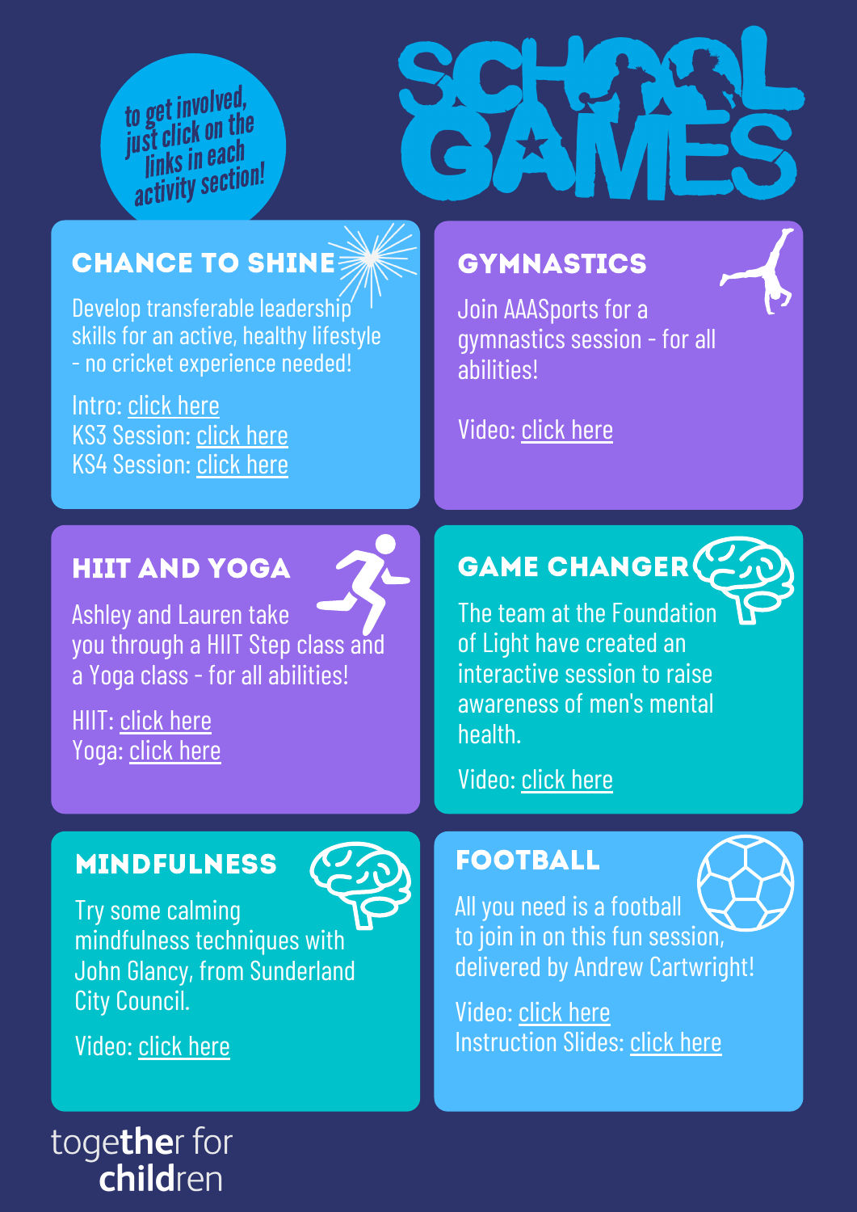# SCHOOL GAMES

*to get involved, just click on the links in each activity section!*

## CHANCE TO SHINE

Develop transferable leadership skills for an active, healthy lifestyle - no cricket experience needed!

Intro: click here
KS3 Session: click here
KS4 Session: click here

## GYMNASTICS

Join AAASports for a gymnastics session - for all abilities!

Video: click here

## HIIT AND YOGA

Ashley and Lauren take you through a HIIT Step class and a Yoga class - for all abilities!

HIIT: click here
Yoga: click here

## GAME CHANGER

The team at the Foundation of Light have created an interactive session to raise awareness of men's mental health.

Video: click here

## MINDFULNESS

Try some calming mindfulness techniques with John Glancy, from Sunderland City Council.

Video: click here

## FOOTBALL

All you need is a football to join in on this fun session, delivered by Andrew Cartwright!

Video: click here
Instruction Slides: click here

together for children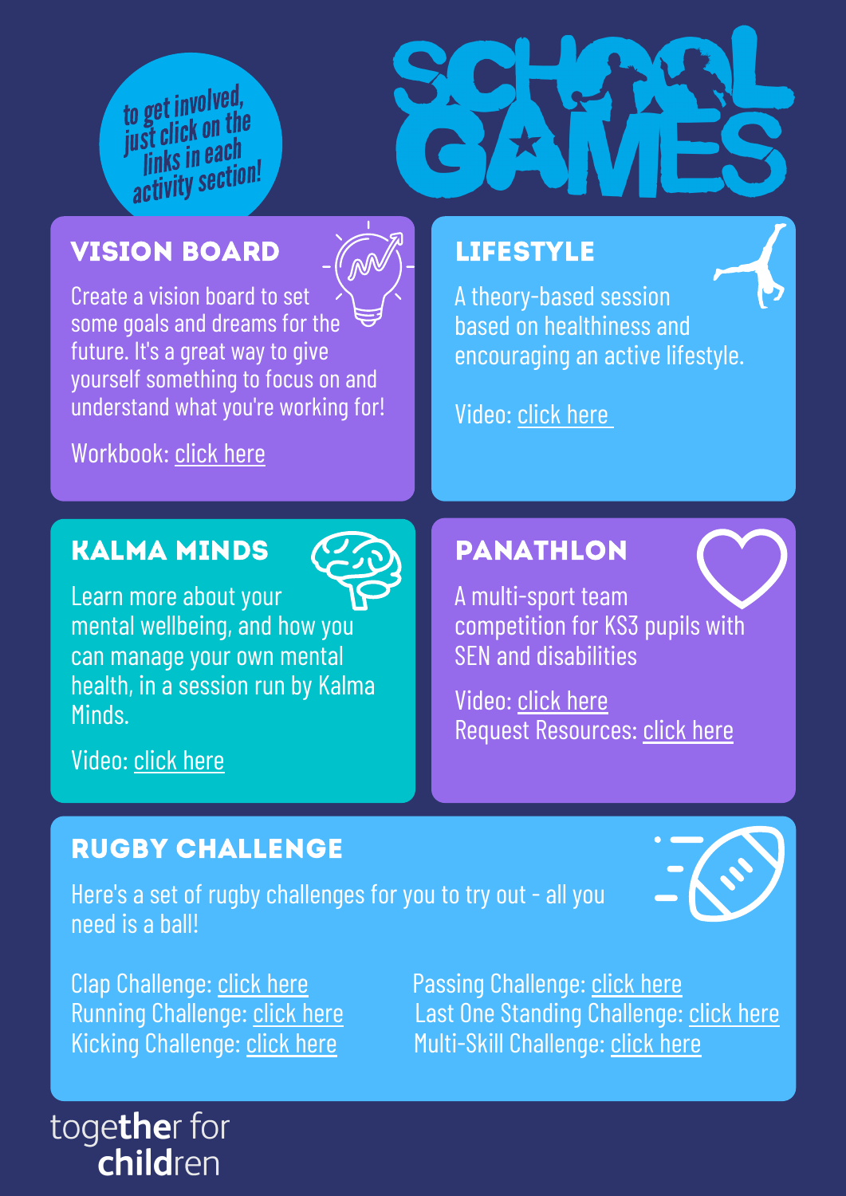# SCHOOL GAMES

to get involved, just click on the links in each activity section!

## VISION BOARD

Create a vision board to set some goals and dreams for the future. It's a great way to give yourself something to focus on and understand what you're working for!

Workbook: click here

## LIFESTYLE

A theory-based session based on healthiness and encouraging an active lifestyle.

Video: click here

## KALMA MINDS

Learn more about your mental wellbeing, and how you can manage your own mental health, in a session run by Kalma Minds.

Video: click here

## PANATHLON

A multi-sport team competition for KS3 pupils with SEN and disabilities

Video: click here
Request Resources: click here

## RUGBY CHALLENGE

Here's a set of rugby challenges for you to try out - all you need is a ball!

Clap Challenge: click here
Running Challenge: click here
Kicking Challenge: click here
Passing Challenge: click here
Last One Standing Challenge: click here
Multi-Skill Challenge: click here

together for children